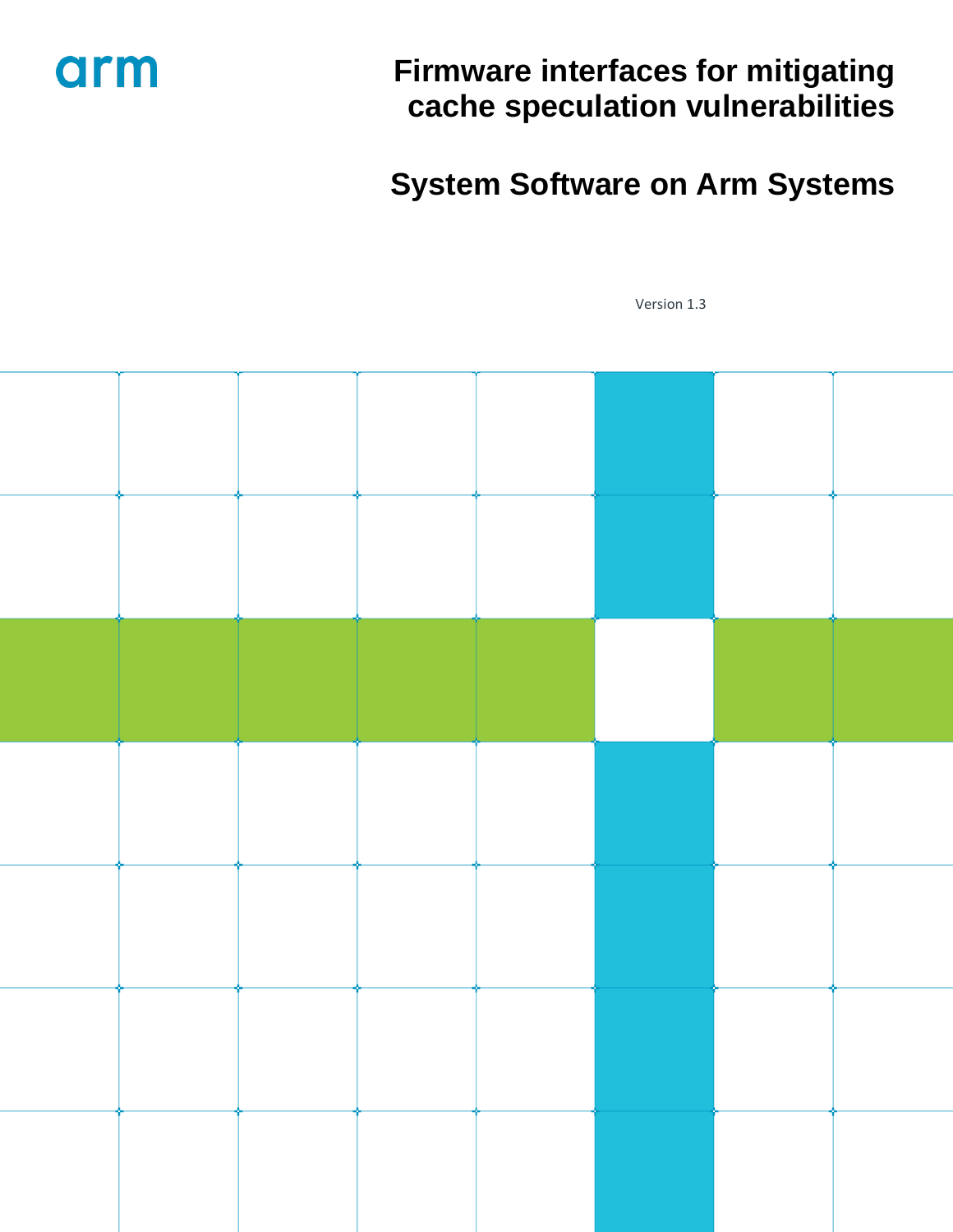arm

# Firmware interfaces for mitigating cache speculation vulnerabilities

# System Software on Arm Systems

Version 1.3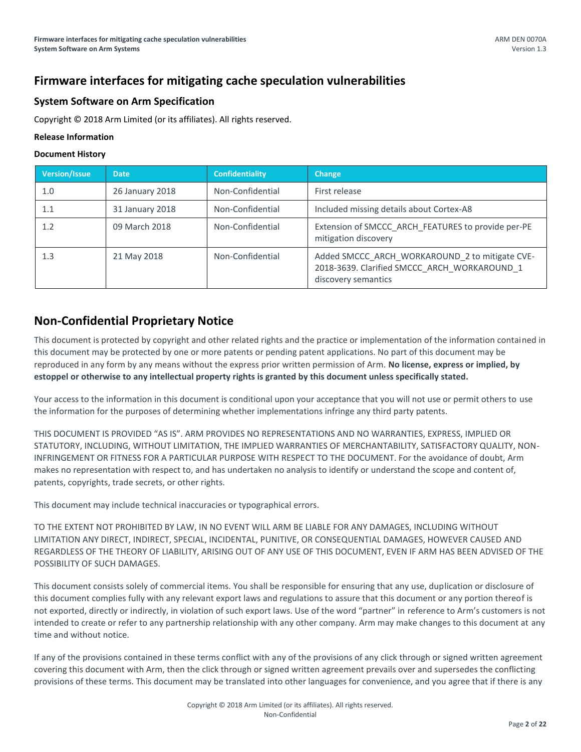# Firmware interfaces for mitigating cache speculation vulnerabilities

## System Software on Arm Specification

Copyright © 2018 Arm Limited (or its affiliates). All rights reserved.

### Release Information

### Document History

| Version/Issue | Date | Confidentiality | Change |
|---|---|---|---|
| 1.0 | 26 January 2018 | Non-Confidential | First release |
| 1.1 | 31 January 2018 | Non-Confidential | Included missing details about Cortex-A8 |
| 1.2 | 09 March 2018 | Non-Confidential | Extension of SMCCC_ARCH_FEATURES to provide per-PE mitigation discovery |
| 1.3 | 21 May 2018 | Non-Confidential | Added SMCCC_ARCH_WORKAROUND_2 to mitigate CVE-2018-3639. Clarified SMCCC_ARCH_WORKAROUND_1 discovery semantics |

## Non-Confidential Proprietary Notice

This document is protected by copyright and other related rights and the practice or implementation of the information contained in this document may be protected by one or more patents or pending patent applications. No part of this document may be reproduced in any form by any means without the express prior written permission of Arm. **No license, express or implied, by estoppel or otherwise to any intellectual property rights is granted by this document unless specifically stated.**

Your access to the information in this document is conditional upon your acceptance that you will not use or permit others to use the information for the purposes of determining whether implementations infringe any third party patents.

THIS DOCUMENT IS PROVIDED "AS IS". ARM PROVIDES NO REPRESENTATIONS AND NO WARRANTIES, EXPRESS, IMPLIED OR STATUTORY, INCLUDING, WITHOUT LIMITATION, THE IMPLIED WARRANTIES OF MERCHANTABILITY, SATISFACTORY QUALITY, NON-INFRINGEMENT OR FITNESS FOR A PARTICULAR PURPOSE WITH RESPECT TO THE DOCUMENT. For the avoidance of doubt, Arm makes no representation with respect to, and has undertaken no analysis to identify or understand the scope and content of, patents, copyrights, trade secrets, or other rights.

This document may include technical inaccuracies or typographical errors.

TO THE EXTENT NOT PROHIBITED BY LAW, IN NO EVENT WILL ARM BE LIABLE FOR ANY DAMAGES, INCLUDING WITHOUT LIMITATION ANY DIRECT, INDIRECT, SPECIAL, INCIDENTAL, PUNITIVE, OR CONSEQUENTIAL DAMAGES, HOWEVER CAUSED AND REGARDLESS OF THE THEORY OF LIABILITY, ARISING OUT OF ANY USE OF THIS DOCUMENT, EVEN IF ARM HAS BEEN ADVISED OF THE POSSIBILITY OF SUCH DAMAGES.

This document consists solely of commercial items. You shall be responsible for ensuring that any use, duplication or disclosure of this document complies fully with any relevant export laws and regulations to assure that this document or any portion thereof is not exported, directly or indirectly, in violation of such export laws. Use of the word "partner" in reference to Arm's customers is not intended to create or refer to any partnership relationship with any other company. Arm may make changes to this document at any time and without notice.

If any of the provisions contained in these terms conflict with any of the provisions of any click through or signed written agreement covering this document with Arm, then the click through or signed written agreement prevails over and supersedes the conflicting provisions of these terms. This document may be translated into other languages for convenience, and you agree that if there is any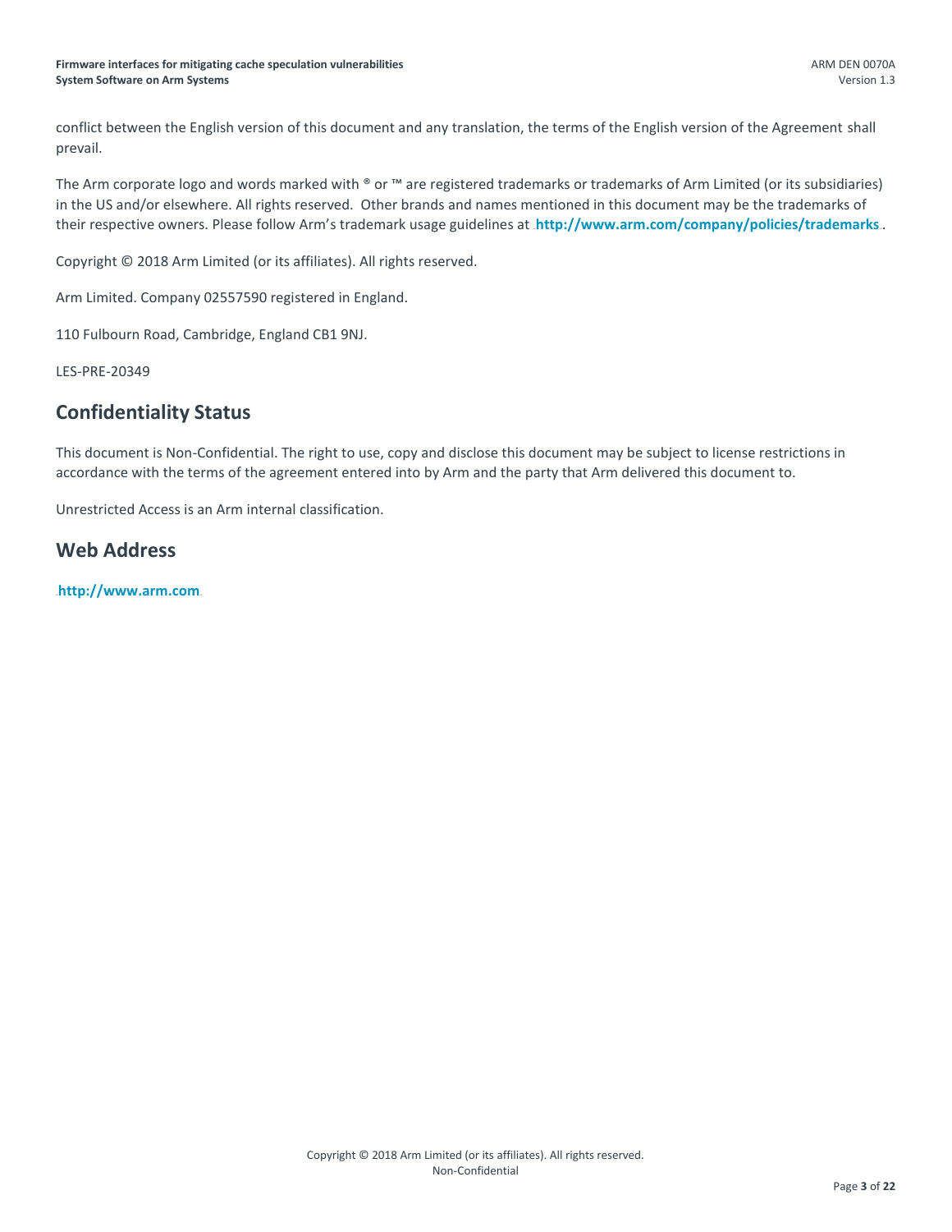conflict between the English version of this document and any translation, the terms of the English version of the Agreement shall prevail.

The Arm corporate logo and words marked with ® or ™ are registered trademarks or trademarks of Arm Limited (or its subsidiaries) in the US and/or elsewhere. All rights reserved. Other brands and names mentioned in this document may be the trademarks of their respective owners. Please follow Arm's trademark usage guidelines at **http://www.arm.com/company/policies/trademarks**.

Copyright © 2018 Arm Limited (or its affiliates). All rights reserved.

Arm Limited. Company 02557590 registered in England.

110 Fulbourn Road, Cambridge, England CB1 9NJ.

LES-PRE-20349

## Confidentiality Status

This document is Non-Confidential. The right to use, copy and disclose this document may be subject to license restrictions in accordance with the terms of the agreement entered into by Arm and the party that Arm delivered this document to.

Unrestricted Access is an Arm internal classification.

## Web Address

**http://www.arm.com**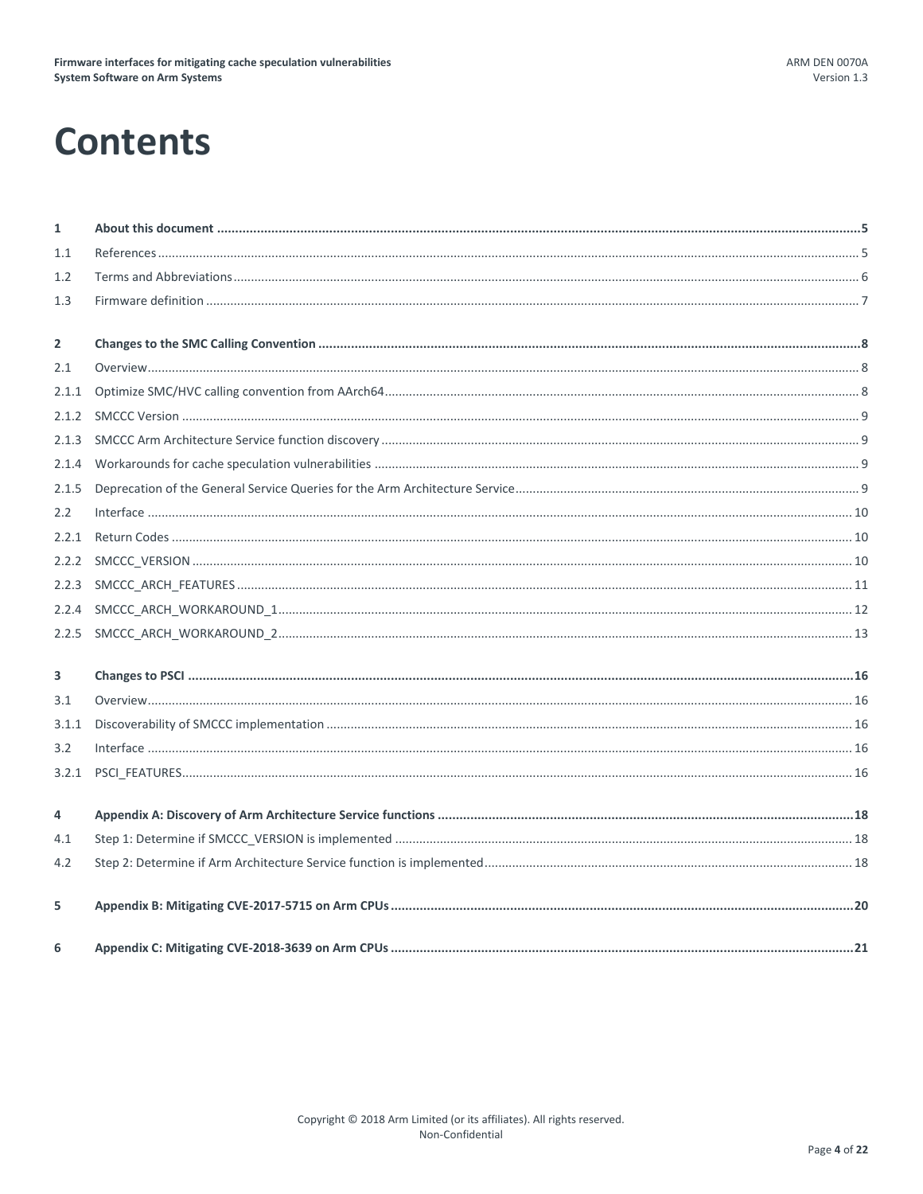# Contents

| | | |
|---|---|---|
| **1** | **About this document** | **5** |
| 1.1 | References | 5 |
| 1.2 | Terms and Abbreviations | 6 |
| 1.3 | Firmware definition | 7 |
| **2** | **Changes to the SMC Calling Convention** | **8** |
| 2.1 | Overview | 8 |
| 2.1.1 | Optimize SMC/HVC calling convention from AArch64 | 8 |
| 2.1.2 | SMCCC Version | 9 |
| 2.1.3 | SMCCC Arm Architecture Service function discovery | 9 |
| 2.1.4 | Workarounds for cache speculation vulnerabilities | 9 |
| 2.1.5 | Deprecation of the General Service Queries for the Arm Architecture Service | 9 |
| 2.2 | Interface | 10 |
| 2.2.1 | Return Codes | 10 |
| 2.2.2 | SMCCC_VERSION | 10 |
| 2.2.3 | SMCCC_ARCH_FEATURES | 11 |
| 2.2.4 | SMCCC_ARCH_WORKAROUND_1 | 12 |
| 2.2.5 | SMCCC_ARCH_WORKAROUND_2 | 13 |
| **3** | **Changes to PSCI** | **16** |
| 3.1 | Overview | 16 |
| 3.1.1 | Discoverability of SMCCC implementation | 16 |
| 3.2 | Interface | 16 |
| 3.2.1 | PSCI_FEATURES | 16 |
| **4** | **Appendix A: Discovery of Arm Architecture Service functions** | **18** |
| 4.1 | Step 1: Determine if SMCCC_VERSION is implemented | 18 |
| 4.2 | Step 2: Determine if Arm Architecture Service function is implemented | 18 |
| **5** | **Appendix B: Mitigating CVE-2017-5715 on Arm CPUs** | **20** |
| **6** | **Appendix C: Mitigating CVE-2018-3639 on Arm CPUs** | **21** |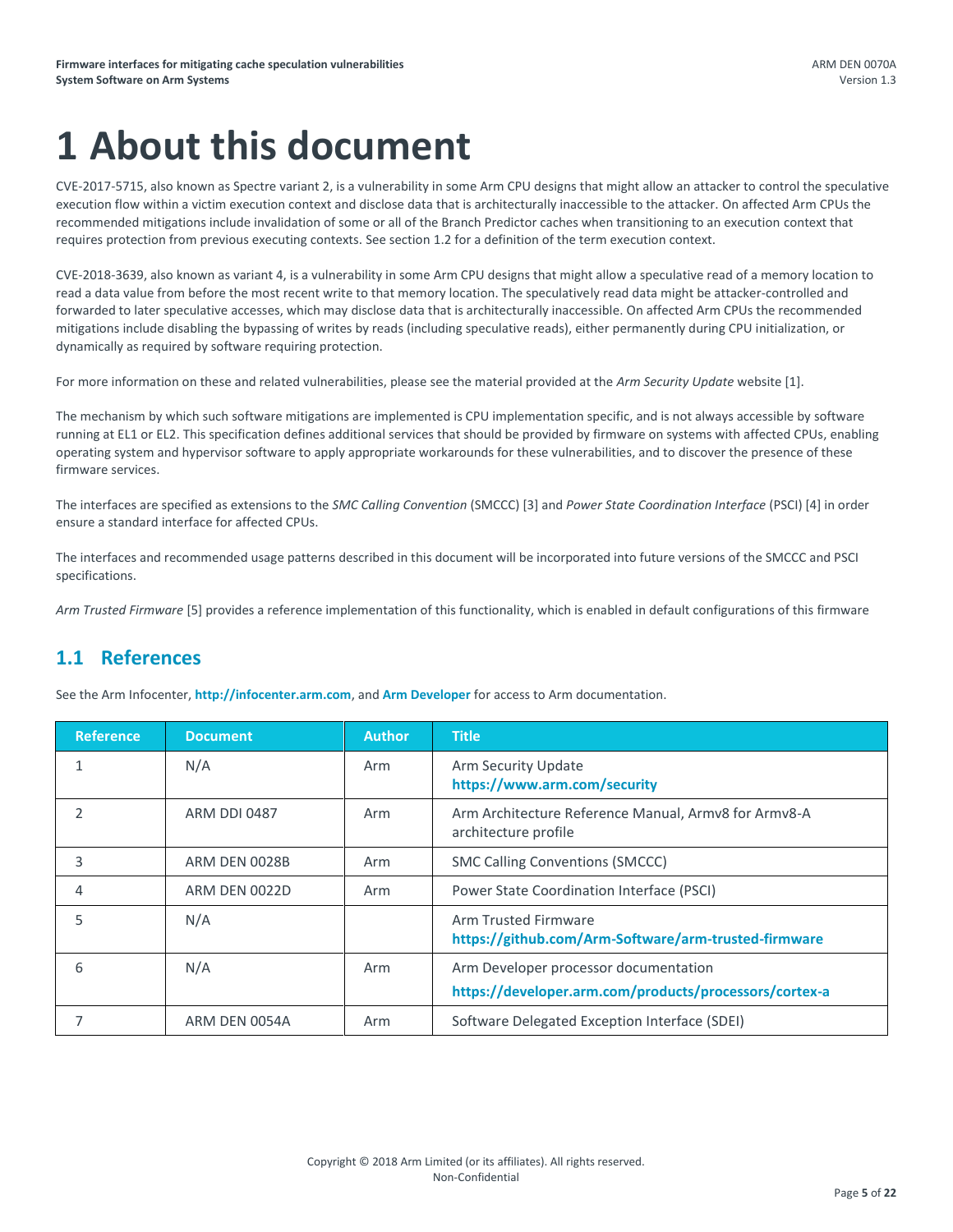# 1 About this document

CVE-2017-5715, also known as Spectre variant 2, is a vulnerability in some Arm CPU designs that might allow an attacker to control the speculative execution flow within a victim execution context and disclose data that is architecturally inaccessible to the attacker. On affected Arm CPUs the recommended mitigations include invalidation of some or all of the Branch Predictor caches when transitioning to an execution context that requires protection from previous executing contexts. See section 1.2 for a definition of the term execution context.

CVE-2018-3639, also known as variant 4, is a vulnerability in some Arm CPU designs that might allow a speculative read of a memory location to read a data value from before the most recent write to that memory location. The speculatively read data might be attacker-controlled and forwarded to later speculative accesses, which may disclose data that is architecturally inaccessible. On affected Arm CPUs the recommended mitigations include disabling the bypassing of writes by reads (including speculative reads), either permanently during CPU initialization, or dynamically as required by software requiring protection.

For more information on these and related vulnerabilities, please see the material provided at the *Arm Security Update* website [1].

The mechanism by which such software mitigations are implemented is CPU implementation specific, and is not always accessible by software running at EL1 or EL2. This specification defines additional services that should be provided by firmware on systems with affected CPUs, enabling operating system and hypervisor software to apply appropriate workarounds for these vulnerabilities, and to discover the presence of these firmware services.

The interfaces are specified as extensions to the *SMC Calling Convention* (SMCCC) [3] and *Power State Coordination Interface* (PSCI) [4] in order ensure a standard interface for affected CPUs.

The interfaces and recommended usage patterns described in this document will be incorporated into future versions of the SMCCC and PSCI specifications.

*Arm Trusted Firmware* [5] provides a reference implementation of this functionality, which is enabled in default configurations of this firmware

## 1.1 References

See the Arm Infocenter, **http://infocenter.arm.com**, and **Arm Developer** for access to Arm documentation.

| Reference | Document | Author | Title |
|---|---|---|---|
| 1 | N/A | Arm | Arm Security Update **https://www.arm.com/security** |
| 2 | ARM DDI 0487 | Arm | Arm Architecture Reference Manual, Armv8 for Armv8-A architecture profile |
| 3 | ARM DEN 0028B | Arm | SMC Calling Conventions (SMCCC) |
| 4 | ARM DEN 0022D | Arm | Power State Coordination Interface (PSCI) |
| 5 | N/A | | Arm Trusted Firmware **https://github.com/Arm-Software/arm-trusted-firmware** |
| 6 | N/A | Arm | Arm Developer processor documentation **https://developer.arm.com/products/processors/cortex-a** |
| 7 | ARM DEN 0054A | Arm | Software Delegated Exception Interface (SDEI) |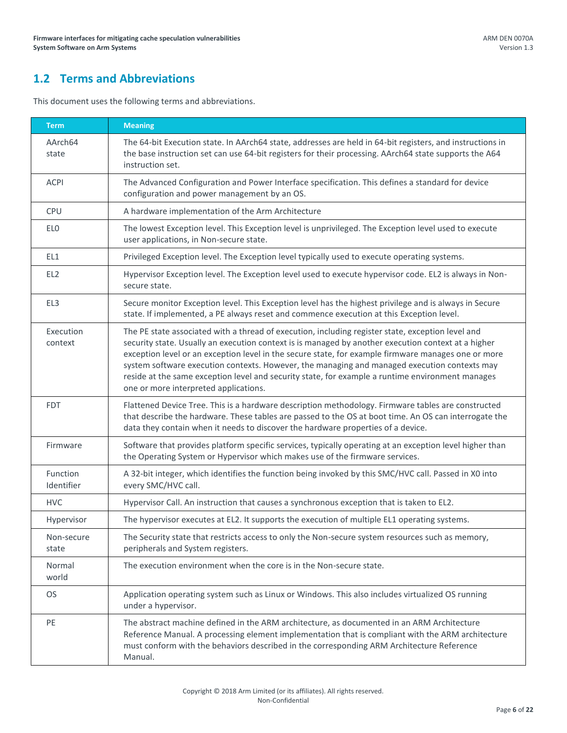## 1.2 Terms and Abbreviations

This document uses the following terms and abbreviations.

| Term | Meaning |
| --- | --- |
| AArch64 state | The 64-bit Execution state. In AArch64 state, addresses are held in 64-bit registers, and instructions in the base instruction set can use 64-bit registers for their processing. AArch64 state supports the A64 instruction set. |
| ACPI | The Advanced Configuration and Power Interface specification. This defines a standard for device configuration and power management by an OS. |
| CPU | A hardware implementation of the Arm Architecture |
| EL0 | The lowest Exception level. This Exception level is unprivileged. The Exception level used to execute user applications, in Non-secure state. |
| EL1 | Privileged Exception level. The Exception level typically used to execute operating systems. |
| EL2 | Hypervisor Exception level. The Exception level used to execute hypervisor code. EL2 is always in Non-secure state. |
| EL3 | Secure monitor Exception level. This Exception level has the highest privilege and is always in Secure state. If implemented, a PE always reset and commence execution at this Exception level. |
| Execution context | The PE state associated with a thread of execution, including register state, exception level and security state. Usually an execution context is is managed by another execution context at a higher exception level or an exception level in the secure state, for example firmware manages one or more system software execution contexts. However, the managing and managed execution contexts may reside at the same exception level and security state, for example a runtime environment manages one or more interpreted applications. |
| FDT | Flattened Device Tree. This is a hardware description methodology. Firmware tables are constructed that describe the hardware. These tables are passed to the OS at boot time. An OS can interrogate the data they contain when it needs to discover the hardware properties of a device. |
| Firmware | Software that provides platform specific services, typically operating at an exception level higher than the Operating System or Hypervisor which makes use of the firmware services. |
| Function Identifier | A 32-bit integer, which identifies the function being invoked by this SMC/HVC call. Passed in X0 into every SMC/HVC call. |
| HVC | Hypervisor Call. An instruction that causes a synchronous exception that is taken to EL2. |
| Hypervisor | The hypervisor executes at EL2. It supports the execution of multiple EL1 operating systems. |
| Non-secure state | The Security state that restricts access to only the Non-secure system resources such as memory, peripherals and System registers. |
| Normal world | The execution environment when the core is in the Non-secure state. |
| OS | Application operating system such as Linux or Windows. This also includes virtualized OS running under a hypervisor. |
| PE | The abstract machine defined in the ARM architecture, as documented in an ARM Architecture Reference Manual. A processing element implementation that is compliant with the ARM architecture must conform with the behaviors described in the corresponding ARM Architecture Reference Manual. |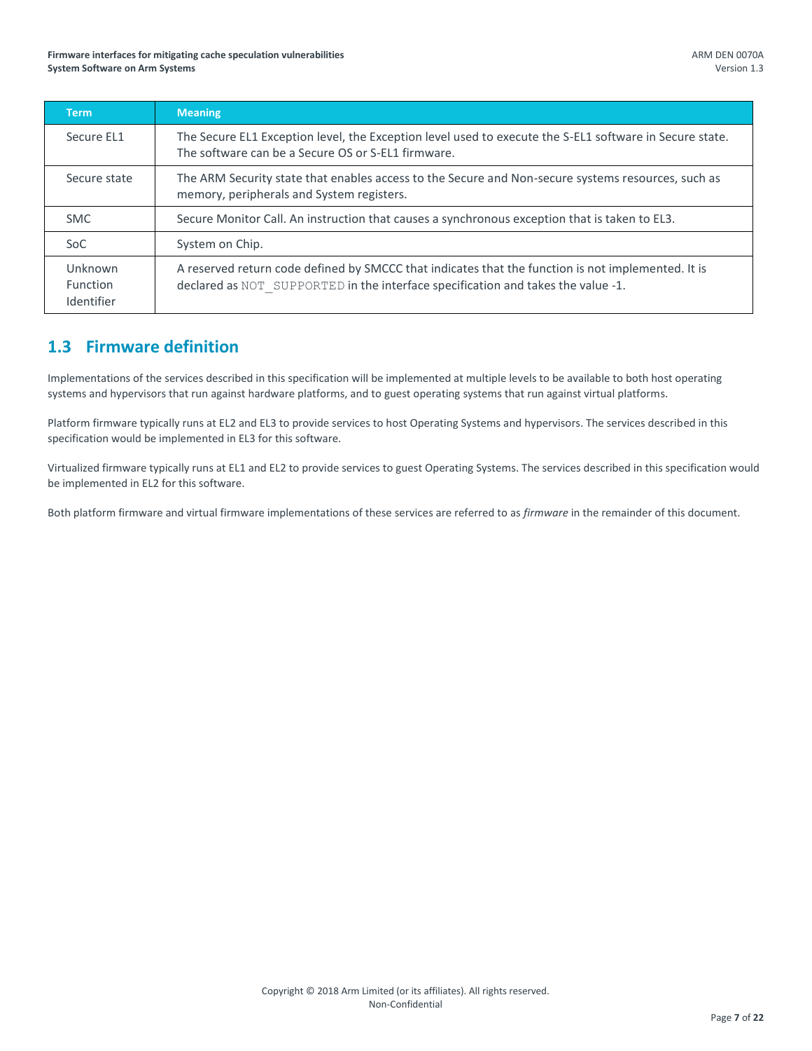| Term | Meaning |
|---|---|
| Secure EL1 | The Secure EL1 Exception level, the Exception level used to execute the S-EL1 software in Secure state. The software can be a Secure OS or S-EL1 firmware. |
| Secure state | The ARM Security state that enables access to the Secure and Non-secure systems resources, such as memory, peripherals and System registers. |
| SMC | Secure Monitor Call. An instruction that causes a synchronous exception that is taken to EL3. |
| SoC | System on Chip. |
| Unknown Function Identifier | A reserved return code defined by SMCCC that indicates that the function is not implemented. It is declared as `NOT_SUPPORTED` in the interface specification and takes the value -1. |

## 1.3 Firmware definition

Implementations of the services described in this specification will be implemented at multiple levels to be available to both host operating systems and hypervisors that run against hardware platforms, and to guest operating systems that run against virtual platforms.

Platform firmware typically runs at EL2 and EL3 to provide services to host Operating Systems and hypervisors. The services described in this specification would be implemented in EL3 for this software.

Virtualized firmware typically runs at EL1 and EL2 to provide services to guest Operating Systems. The services described in this specification would be implemented in EL2 for this software.

Both platform firmware and virtual firmware implementations of these services are referred to as *firmware* in the remainder of this document.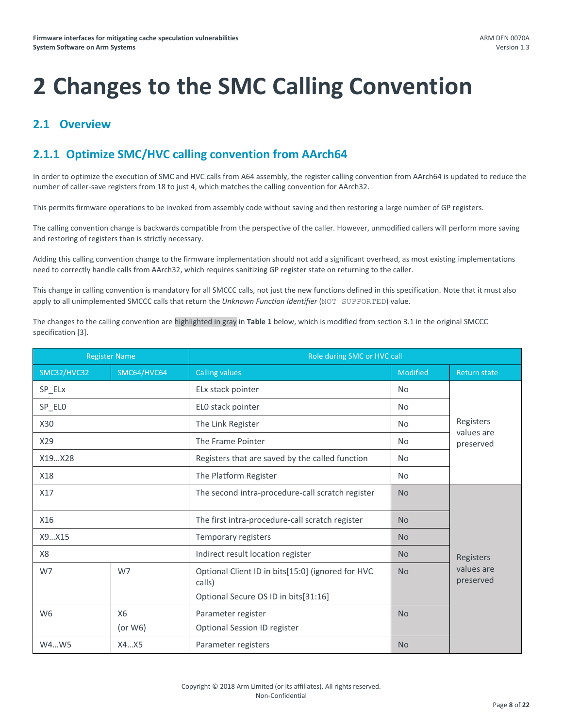# 2 Changes to the SMC Calling Convention

## 2.1 Overview

### 2.1.1 Optimize SMC/HVC calling convention from AArch64

In order to optimize the execution of SMC and HVC calls from A64 assembly, the register calling convention from AArch64 is updated to reduce the number of caller-save registers from 18 to just 4, which matches the calling convention for AArch32.

This permits firmware operations to be invoked from assembly code without saving and then restoring a large number of GP registers.

The calling convention change is backwards compatible from the perspective of the caller. However, unmodified callers will perform more saving and restoring of registers than is strictly necessary.

Adding this calling convention change to the firmware implementation should not add a significant overhead, as most existing implementations need to correctly handle calls from AArch32, which requires sanitizing GP register state on returning to the caller.

This change in calling convention is mandatory for all SMCCC calls, not just the new functions defined in this specification. Note that it must also apply to all unimplemented SMCCC calls that return the *Unknown Function Identifier* (`NOT_SUPPORTED`) value.

The changes to the calling convention are highlighted in gray in **Table 1** below, which is modified from section 3.1 in the original SMCCC specification [3].

| Register Name | | Role during SMC or HVC call | | |
|---|---|---|---|---|
| SMC32/HVC32 | SMC64/HVC64 | Calling values | Modified | Return state |
| SP_ELx | | ELx stack pointer | No | Registers values are preserved |
| SP_EL0 | | EL0 stack pointer | No | |
| X30 | | The Link Register | No | |
| X29 | | The Frame Pointer | No | |
| X19…X28 | | Registers that are saved by the called function | No | |
| X18 | | The Platform Register | No | |
| X17 | | The second intra-procedure-call scratch register | No | Registers values are preserved |
| X16 | | The first intra-procedure-call scratch register | No | |
| X9…X15 | | Temporary registers | No | |
| X8 | | Indirect result location register | No | |
| W7 | W7 | Optional Client ID in bits[15:0] (ignored for HVC calls)<br>Optional Secure OS ID in bits[31:16] | No | |
| W6 | X6 (or W6) | Parameter register<br>Optional Session ID register | No | |
| W4…W5 | X4…X5 | Parameter registers | No | |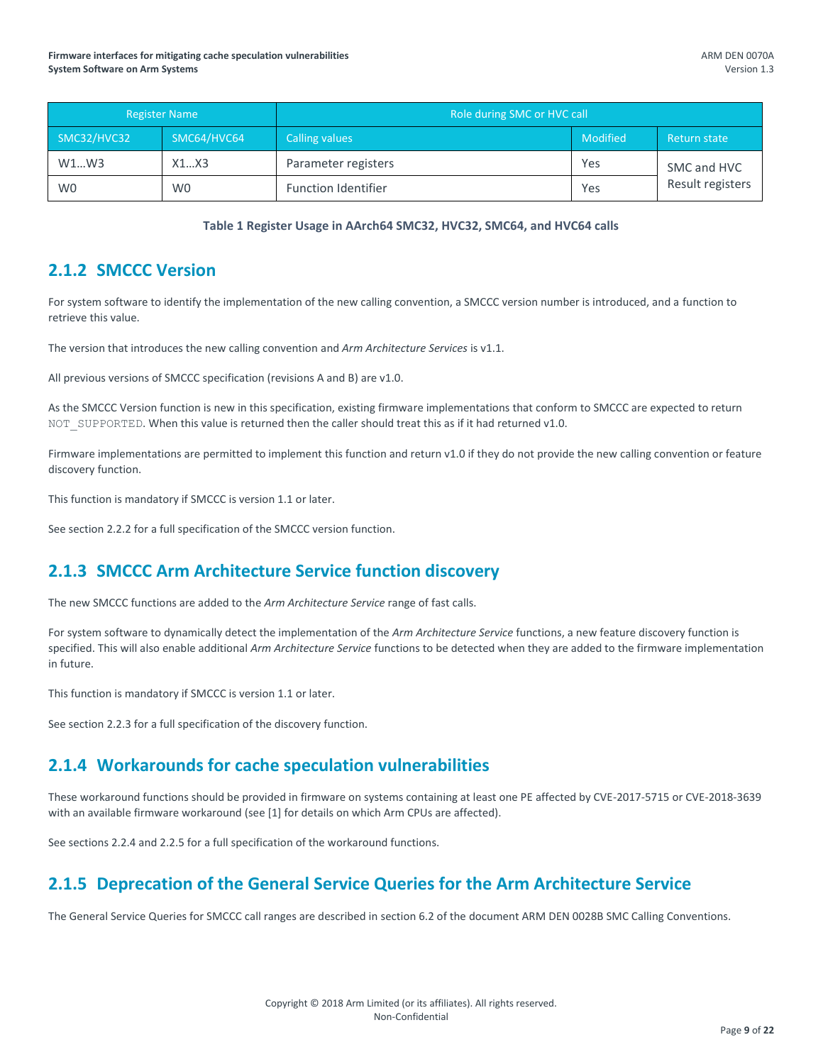| Register Name | | Role during SMC or HVC call | | |
|---|---|---|---|---|
| SMC32/HVC32 | SMC64/HVC64 | Calling values | Modified | Return state |
| W1…W3 | X1…X3 | Parameter registers | Yes | SMC and HVC Result registers |
| W0 | W0 | Function Identifier | Yes | |

**Table 1 Register Usage in AArch64 SMC32, HVC32, SMC64, and HVC64 calls**

## 2.1.2 SMCCC Version

For system software to identify the implementation of the new calling convention, a SMCCC version number is introduced, and a function to retrieve this value.

The version that introduces the new calling convention and *Arm Architecture Services* is v1.1.

All previous versions of SMCCC specification (revisions A and B) are v1.0.

As the SMCCC Version function is new in this specification, existing firmware implementations that conform to SMCCC are expected to return `NOT_SUPPORTED`. When this value is returned then the caller should treat this as if it had returned v1.0.

Firmware implementations are permitted to implement this function and return v1.0 if they do not provide the new calling convention or feature discovery function.

This function is mandatory if SMCCC is version 1.1 or later.

See section 2.2.2 for a full specification of the SMCCC version function.

## 2.1.3 SMCCC Arm Architecture Service function discovery

The new SMCCC functions are added to the *Arm Architecture Service* range of fast calls.

For system software to dynamically detect the implementation of the *Arm Architecture Service* functions, a new feature discovery function is specified. This will also enable additional *Arm Architecture Service* functions to be detected when they are added to the firmware implementation in future.

This function is mandatory if SMCCC is version 1.1 or later.

See section 2.2.3 for a full specification of the discovery function.

## 2.1.4 Workarounds for cache speculation vulnerabilities

These workaround functions should be provided in firmware on systems containing at least one PE affected by CVE-2017-5715 or CVE-2018-3639 with an available firmware workaround (see [1] for details on which Arm CPUs are affected).

See sections 2.2.4 and 2.2.5 for a full specification of the workaround functions.

## 2.1.5 Deprecation of the General Service Queries for the Arm Architecture Service

The General Service Queries for SMCCC call ranges are described in section 6.2 of the document ARM DEN 0028B SMC Calling Conventions.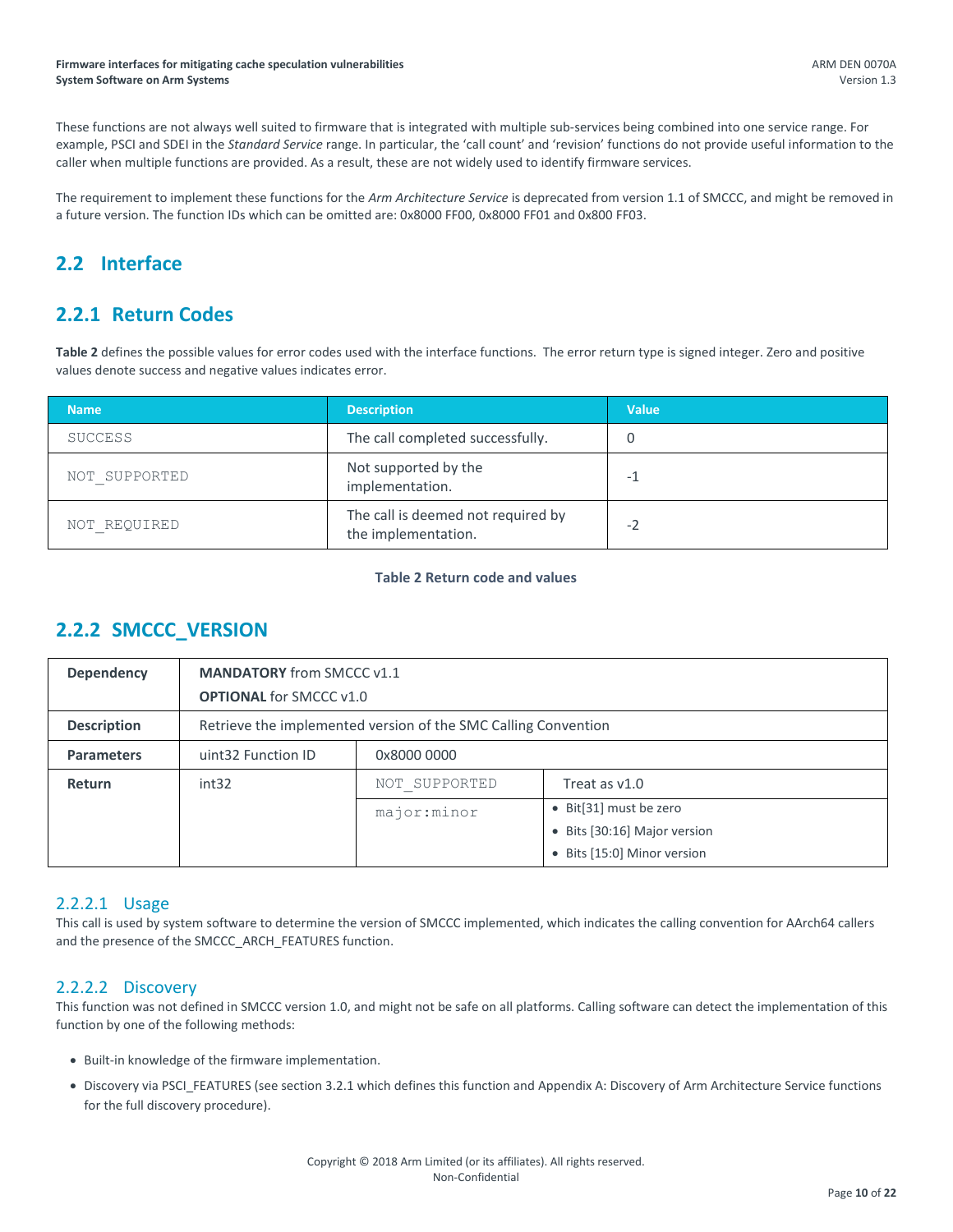These functions are not always well suited to firmware that is integrated with multiple sub-services being combined into one service range. For example, PSCI and SDEI in the *Standard Service* range. In particular, the 'call count' and 'revision' functions do not provide useful information to the caller when multiple functions are provided. As a result, these are not widely used to identify firmware services.

The requirement to implement these functions for the *Arm Architecture Service* is deprecated from version 1.1 of SMCCC, and might be removed in a future version. The function IDs which can be omitted are: 0x8000 FF00, 0x8000 FF01 and 0x800 FF03.

## 2.2 Interface

### 2.2.1 Return Codes

**Table 2** defines the possible values for error codes used with the interface functions. The error return type is signed integer. Zero and positive values denote success and negative values indicates error.

| Name | Description | Value |
|---|---|---|
| `SUCCESS` | The call completed successfully. | 0 |
| `NOT_SUPPORTED` | Not supported by the implementation. | -1 |
| `NOT_REQUIRED` | The call is deemed not required by the implementation. | -2 |

**Table 2 Return code and values**

### 2.2.2 SMCCC_VERSION

| | | | |
|---|---|---|---|
| **Dependency** | **MANDATORY** from SMCCC v1.1<br>**OPTIONAL** for SMCCC v1.0 | | |
| **Description** | Retrieve the implemented version of the SMC Calling Convention | | |
| **Parameters** | uint32 Function ID | 0x8000 0000 | |
| **Return** | int32 | `NOT_SUPPORTED` | Treat as v1.0 |
| | | `major:minor` | • Bit[31] must be zero<br>• Bits [30:16] Major version<br>• Bits [15:0] Minor version |

#### 2.2.2.1 Usage

This call is used by system software to determine the version of SMCCC implemented, which indicates the calling convention for AArch64 callers and the presence of the SMCCC_ARCH_FEATURES function.

#### 2.2.2.2 Discovery

This function was not defined in SMCCC version 1.0, and might not be safe on all platforms. Calling software can detect the implementation of this function by one of the following methods:

- Built-in knowledge of the firmware implementation.
- Discovery via PSCI_FEATURES (see section 3.2.1 which defines this function and Appendix A: Discovery of Arm Architecture Service functions for the full discovery procedure).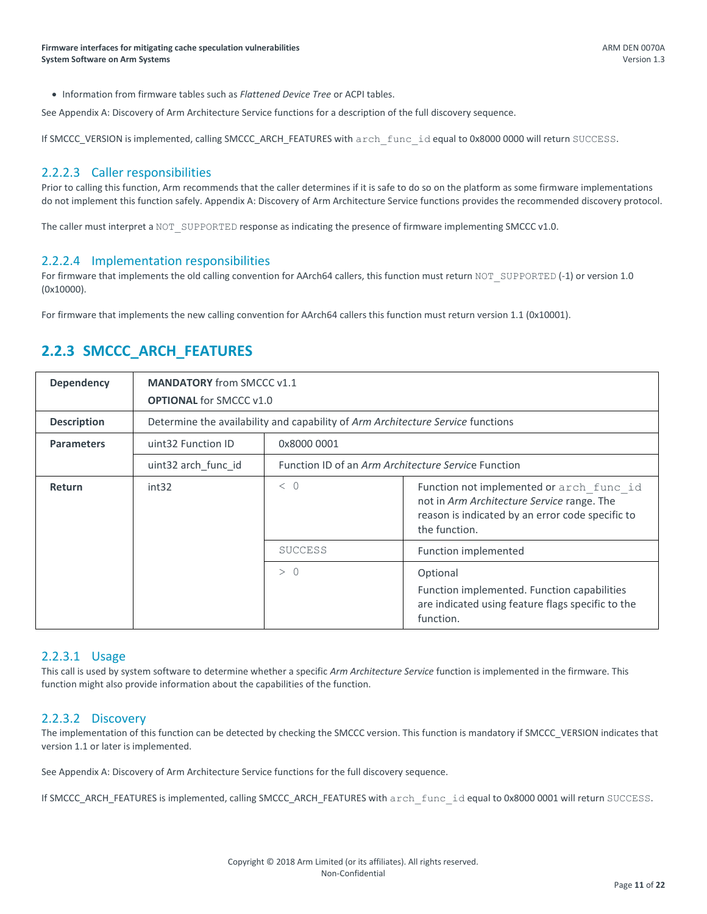- Information from firmware tables such as *Flattened Device Tree* or ACPI tables.

See Appendix A: Discovery of Arm Architecture Service functions for a description of the full discovery sequence.

If SMCCC_VERSION is implemented, calling SMCCC_ARCH_FEATURES with `arch_func_id` equal to 0x8000 0000 will return `SUCCESS`.

#### 2.2.2.3 Caller responsibilities

Prior to calling this function, Arm recommends that the caller determines if it is safe to do so on the platform as some firmware implementations do not implement this function safely. Appendix A: Discovery of Arm Architecture Service functions provides the recommended discovery protocol.

The caller must interpret a `NOT_SUPPORTED` response as indicating the presence of firmware implementing SMCCC v1.0.

#### 2.2.2.4 Implementation responsibilities

For firmware that implements the old calling convention for AArch64 callers, this function must return `NOT_SUPPORTED` (-1) or version 1.0 (0x10000).

For firmware that implements the new calling convention for AArch64 callers this function must return version 1.1 (0x10001).

### 2.2.3 SMCCC_ARCH_FEATURES

| | | | |
|---|---|---|---|
| **Dependency** | **MANDATORY** from SMCCC v1.1<br>**OPTIONAL** for SMCCC v1.0 | | |
| **Description** | Determine the availability and capability of *Arm Architecture Service* functions | | |
| **Parameters** | uint32 Function ID | 0x8000 0001 | |
| | uint32 arch_func_id | Function ID of an *Arm Architecture Service* Function | |
| **Return** | int32 | `< 0` | Function not implemented or `arch_func_id` not in *Arm Architecture Service* range. The reason is indicated by an error code specific to the function. |
| | | `SUCCESS` | Function implemented |
| | | `> 0` | Optional<br>Function implemented. Function capabilities are indicated using feature flags specific to the function. |

#### 2.2.3.1 Usage

This call is used by system software to determine whether a specific *Arm Architecture Service* function is implemented in the firmware. This function might also provide information about the capabilities of the function.

#### 2.2.3.2 Discovery

The implementation of this function can be detected by checking the SMCCC version. This function is mandatory if SMCCC_VERSION indicates that version 1.1 or later is implemented.

See Appendix A: Discovery of Arm Architecture Service functions for the full discovery sequence.

If SMCCC_ARCH_FEATURES is implemented, calling SMCCC_ARCH_FEATURES with `arch_func_id` equal to 0x8000 0001 will return `SUCCESS`.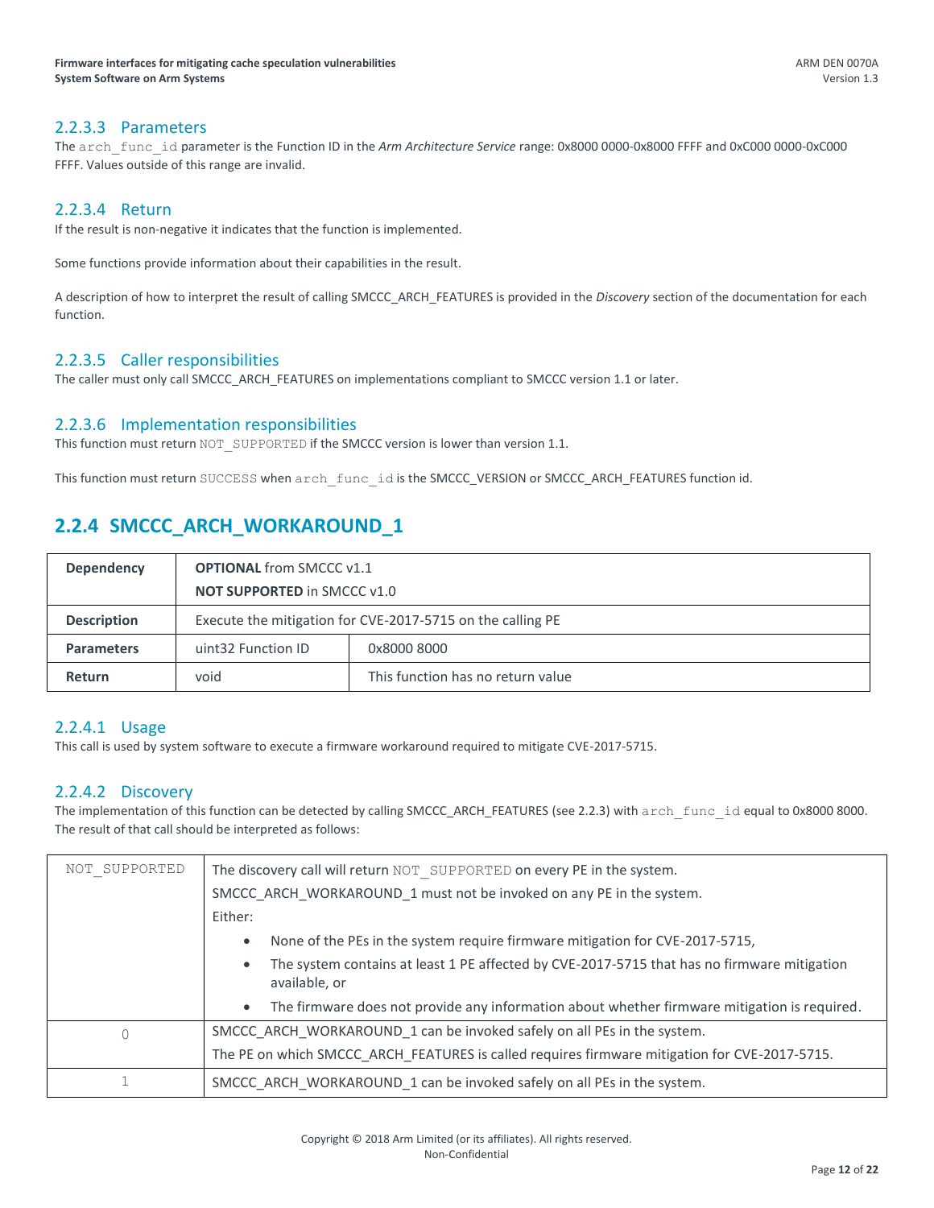#### 2.2.3.3 Parameters

The `arch_func_id` parameter is the Function ID in the *Arm Architecture Service* range: 0x8000 0000-0x8000 FFFF and 0xC000 0000-0xC000 FFFF. Values outside of this range are invalid.

#### 2.2.3.4 Return

If the result is non-negative it indicates that the function is implemented.

Some functions provide information about their capabilities in the result.

A description of how to interpret the result of calling SMCCC_ARCH_FEATURES is provided in the *Discovery* section of the documentation for each function.

#### 2.2.3.5 Caller responsibilities

The caller must only call SMCCC_ARCH_FEATURES on implementations compliant to SMCCC version 1.1 or later.

#### 2.2.3.6 Implementation responsibilities

This function must return `NOT_SUPPORTED` if the SMCCC version is lower than version 1.1.

This function must return `SUCCESS` when `arch_func_id` is the SMCCC_VERSION or SMCCC_ARCH_FEATURES function id.

### 2.2.4 SMCCC_ARCH_WORKAROUND_1

| | | |
|---|---|---|
| **Dependency** | **OPTIONAL** from SMCCC v1.1<br>**NOT SUPPORTED** in SMCCC v1.0 | |
| **Description** | Execute the mitigation for CVE-2017-5715 on the calling PE | |
| **Parameters** | uint32 Function ID | 0x8000 8000 |
| **Return** | void | This function has no return value |

#### 2.2.4.1 Usage

This call is used by system software to execute a firmware workaround required to mitigate CVE-2017-5715.

#### 2.2.4.2 Discovery

The implementation of this function can be detected by calling SMCCC_ARCH_FEATURES (see 2.2.3) with `arch_func_id` equal to 0x8000 8000. The result of that call should be interpreted as follows:

| | |
|---|---|
| `NOT_SUPPORTED` | The discovery call will return `NOT_SUPPORTED` on every PE in the system.<br>SMCCC_ARCH_WORKAROUND_1 must not be invoked on any PE in the system.<br>Either:<br>• None of the PEs in the system require firmware mitigation for CVE-2017-5715,<br>• The system contains at least 1 PE affected by CVE-2017-5715 that has no firmware mitigation available, or<br>• The firmware does not provide any information about whether firmware mitigation is required. |
| `0` | SMCCC_ARCH_WORKAROUND_1 can be invoked safely on all PEs in the system.<br>The PE on which SMCCC_ARCH_FEATURES is called requires firmware mitigation for CVE-2017-5715. |
| `1` | SMCCC_ARCH_WORKAROUND_1 can be invoked safely on all PEs in the system. |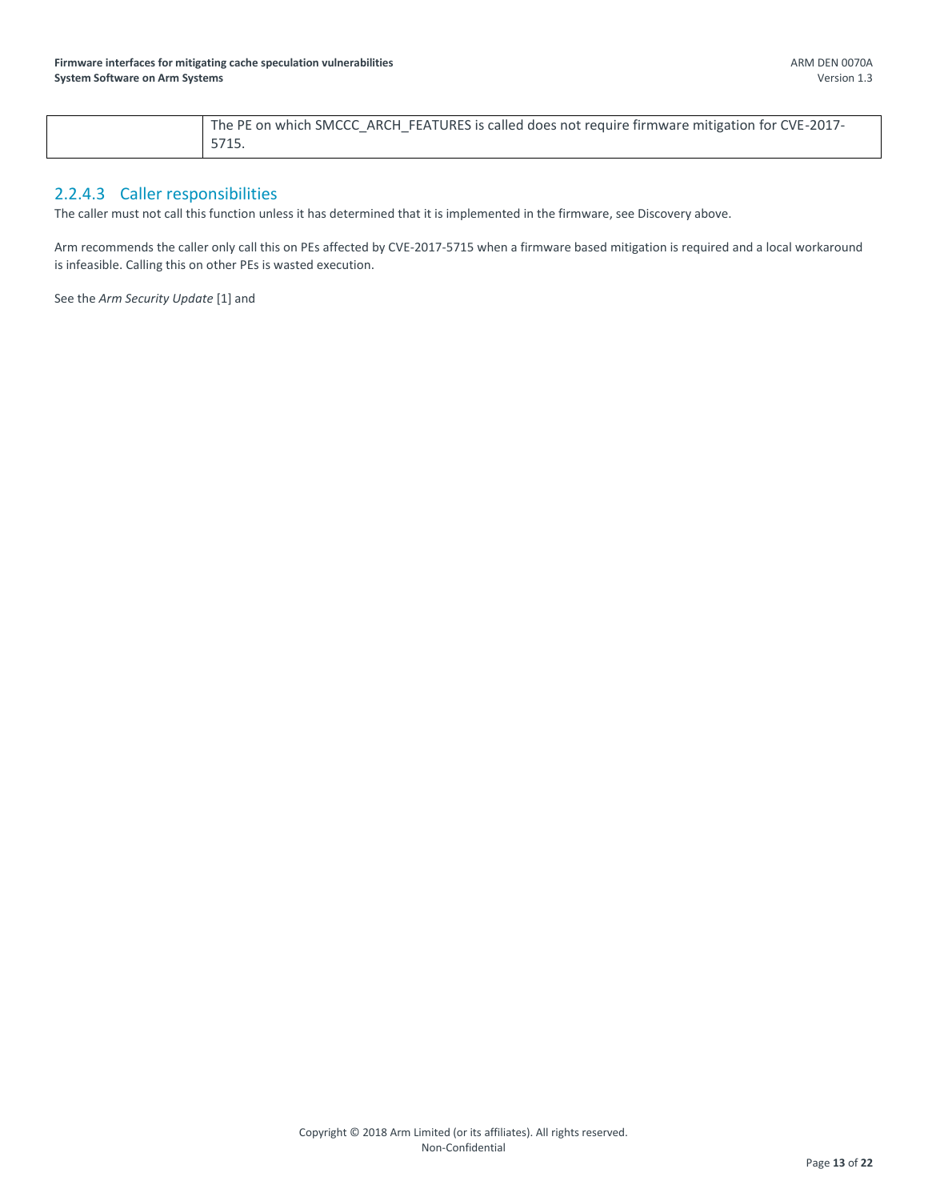|  | The PE on which SMCCC_ARCH_FEATURES is called does not require firmware mitigation for CVE-2017-5715. |
|---|---|

### 2.2.4.3 Caller responsibilities

The caller must not call this function unless it has determined that it is implemented in the firmware, see Discovery above.

Arm recommends the caller only call this on PEs affected by CVE-2017-5715 when a firmware based mitigation is required and a local workaround is infeasible. Calling this on other PEs is wasted execution.

See the *Arm Security Update* [1] and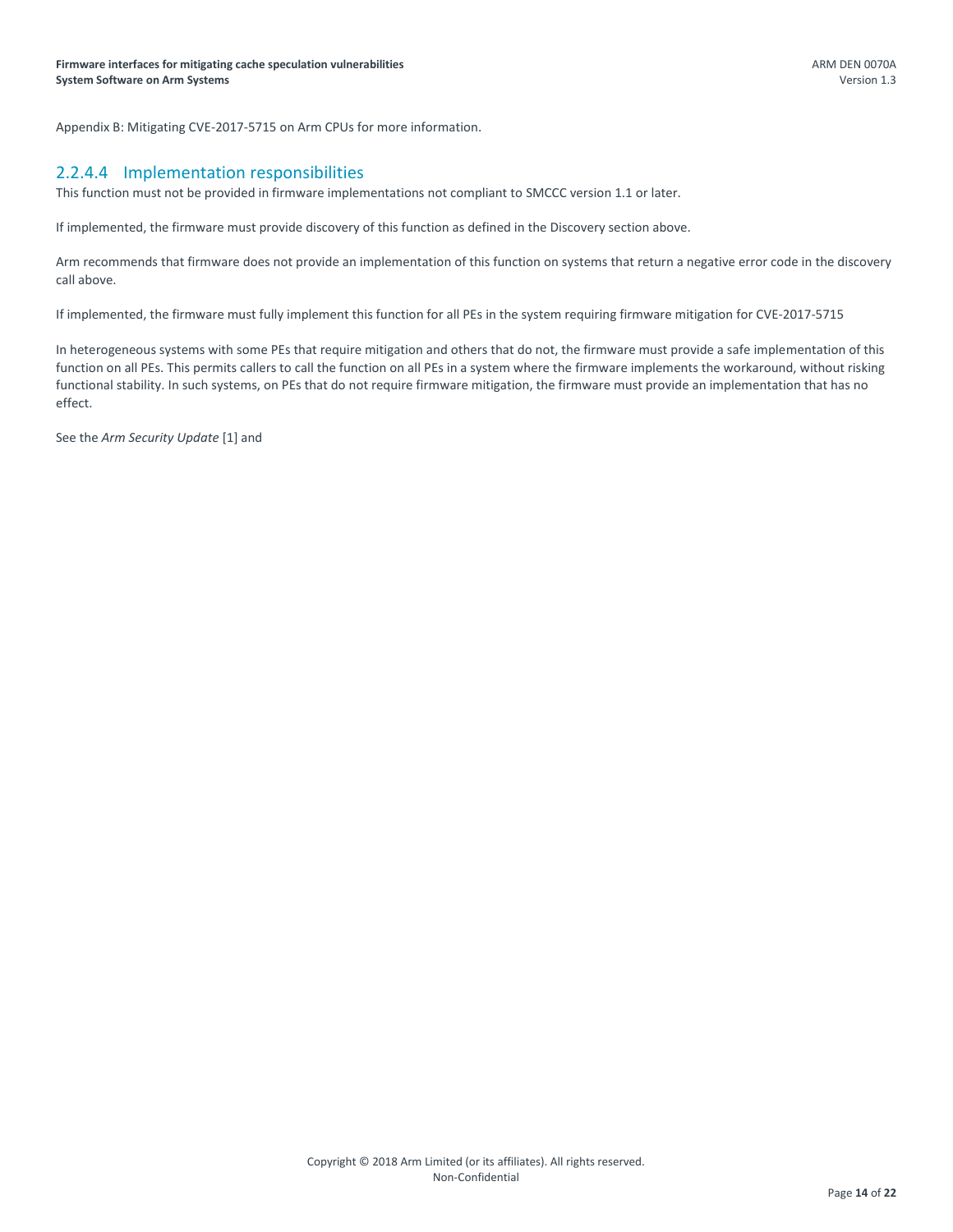Appendix B: Mitigating CVE-2017-5715 on Arm CPUs for more information.

#### 2.2.4.4 Implementation responsibilities

This function must not be provided in firmware implementations not compliant to SMCCC version 1.1 or later.

If implemented, the firmware must provide discovery of this function as defined in the Discovery section above.

Arm recommends that firmware does not provide an implementation of this function on systems that return a negative error code in the discovery call above.

If implemented, the firmware must fully implement this function for all PEs in the system requiring firmware mitigation for CVE-2017-5715

In heterogeneous systems with some PEs that require mitigation and others that do not, the firmware must provide a safe implementation of this function on all PEs. This permits callers to call the function on all PEs in a system where the firmware implements the workaround, without risking functional stability. In such systems, on PEs that do not require firmware mitigation, the firmware must provide an implementation that has no effect.

See the *Arm Security Update* [1] and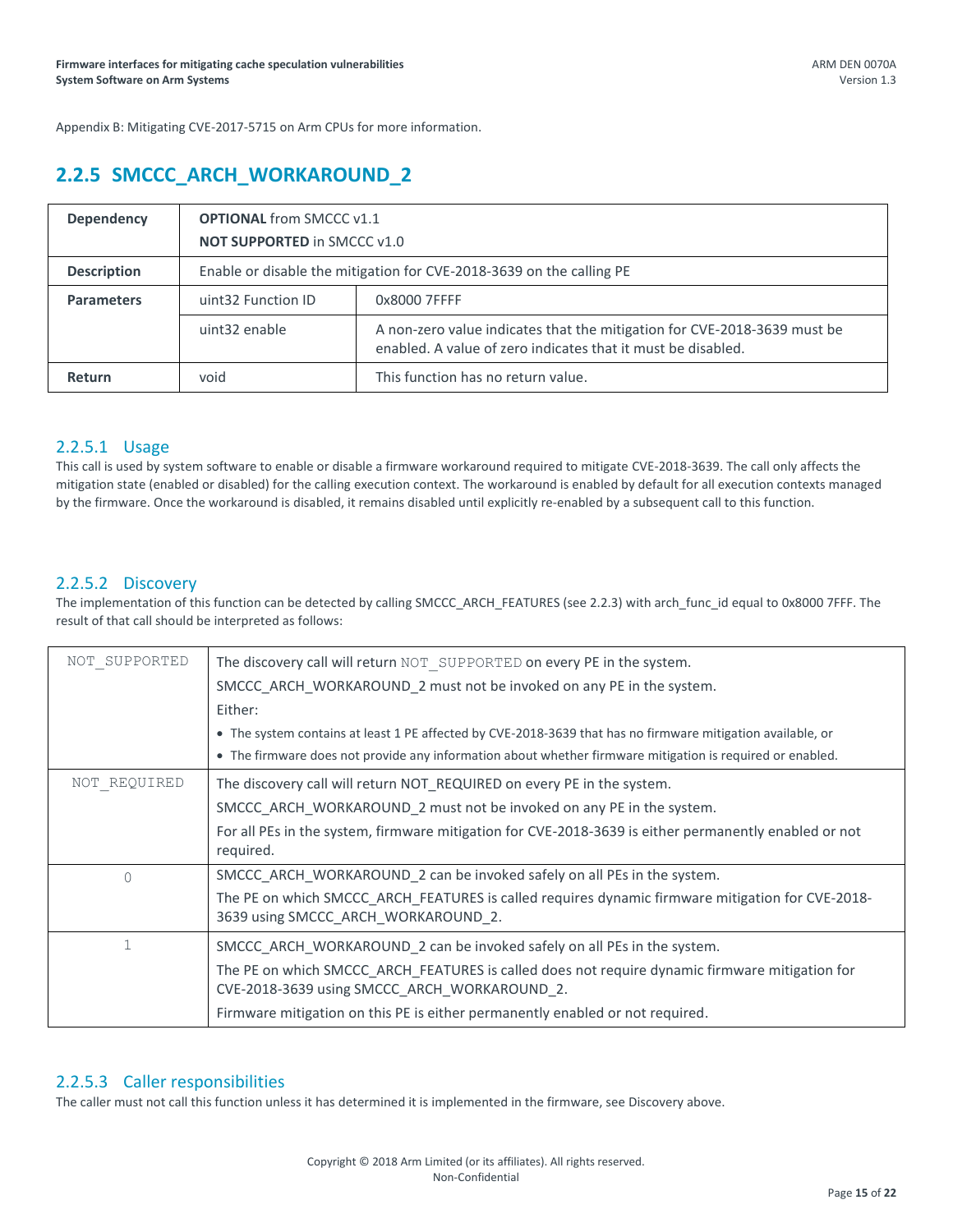Appendix B: Mitigating CVE-2017-5715 on Arm CPUs for more information.

### 2.2.5 SMCCC_ARCH_WORKAROUND_2

| | | |
|---|---|---|
| **Dependency** | **OPTIONAL** from SMCCC v1.1<br>**NOT SUPPORTED** in SMCCC v1.0 | |
| **Description** | Enable or disable the mitigation for CVE-2018-3639 on the calling PE | |
| **Parameters** | uint32 Function ID | 0x8000 7FFFF |
| | uint32 enable | A non-zero value indicates that the mitigation for CVE-2018-3639 must be enabled. A value of zero indicates that it must be disabled. |
| **Return** | void | This function has no return value. |

#### 2.2.5.1 Usage

This call is used by system software to enable or disable a firmware workaround required to mitigate CVE-2018-3639. The call only affects the mitigation state (enabled or disabled) for the calling execution context. The workaround is enabled by default for all execution contexts managed by the firmware. Once the workaround is disabled, it remains disabled until explicitly re-enabled by a subsequent call to this function.

#### 2.2.5.2 Discovery

The implementation of this function can be detected by calling SMCCC_ARCH_FEATURES (see 2.2.3) with arch_func_id equal to 0x8000 7FFF. The result of that call should be interpreted as follows:

| | |
|---|---|
| `NOT_SUPPORTED` | The discovery call will return `NOT_SUPPORTED` on every PE in the system.<br>SMCCC_ARCH_WORKAROUND_2 must not be invoked on any PE in the system.<br>Either:<br>• The system contains at least 1 PE affected by CVE-2018-3639 that has no firmware mitigation available, or<br>• The firmware does not provide any information about whether firmware mitigation is required or enabled. |
| `NOT_REQUIRED` | The discovery call will return NOT_REQUIRED on every PE in the system.<br>SMCCC_ARCH_WORKAROUND_2 must not be invoked on any PE in the system.<br>For all PEs in the system, firmware mitigation for CVE-2018-3639 is either permanently enabled or not required. |
| `0` | SMCCC_ARCH_WORKAROUND_2 can be invoked safely on all PEs in the system.<br>The PE on which SMCCC_ARCH_FEATURES is called requires dynamic firmware mitigation for CVE-2018-3639 using SMCCC_ARCH_WORKAROUND_2. |
| `1` | SMCCC_ARCH_WORKAROUND_2 can be invoked safely on all PEs in the system.<br>The PE on which SMCCC_ARCH_FEATURES is called does not require dynamic firmware mitigation for CVE-2018-3639 using SMCCC_ARCH_WORKAROUND_2.<br>Firmware mitigation on this PE is either permanently enabled or not required. |

#### 2.2.5.3 Caller responsibilities

The caller must not call this function unless it has determined it is implemented in the firmware, see Discovery above.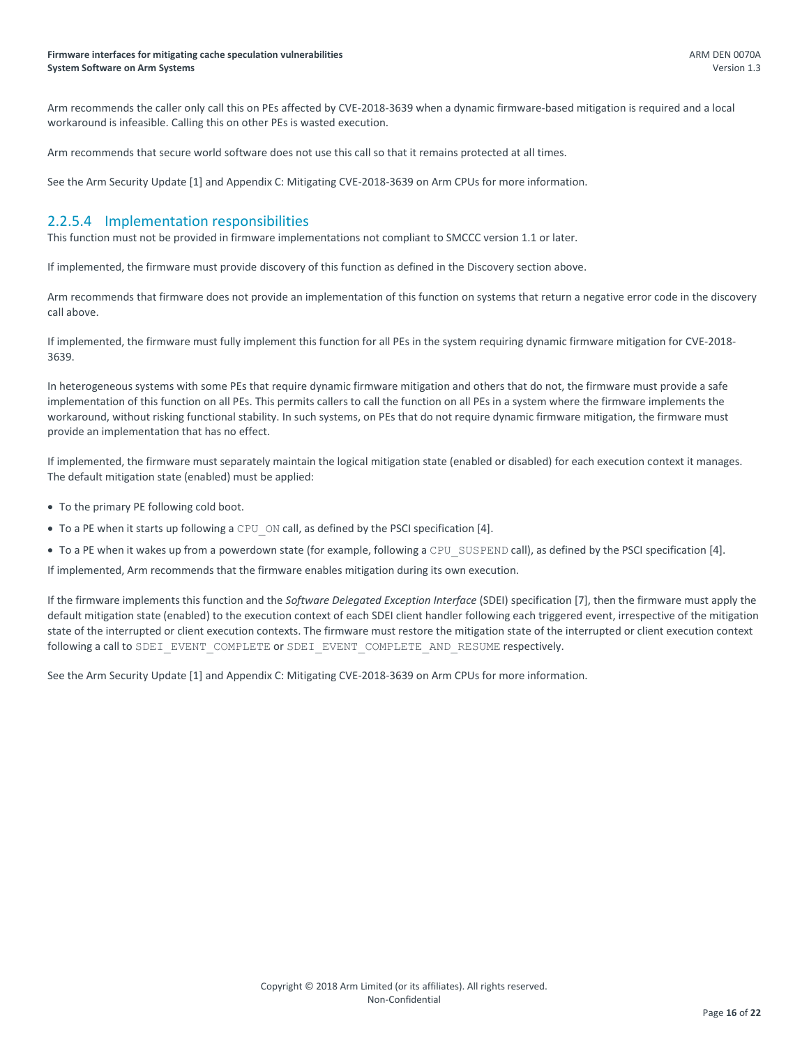Arm recommends the caller only call this on PEs affected by CVE-2018-3639 when a dynamic firmware-based mitigation is required and a local workaround is infeasible. Calling this on other PEs is wasted execution.

Arm recommends that secure world software does not use this call so that it remains protected at all times.

See the Arm Security Update [1] and Appendix C: Mitigating CVE-2018-3639 on Arm CPUs for more information.

### 2.2.5.4 Implementation responsibilities

This function must not be provided in firmware implementations not compliant to SMCCC version 1.1 or later.

If implemented, the firmware must provide discovery of this function as defined in the Discovery section above.

Arm recommends that firmware does not provide an implementation of this function on systems that return a negative error code in the discovery call above.

If implemented, the firmware must fully implement this function for all PEs in the system requiring dynamic firmware mitigation for CVE-2018-3639.

In heterogeneous systems with some PEs that require dynamic firmware mitigation and others that do not, the firmware must provide a safe implementation of this function on all PEs. This permits callers to call the function on all PEs in a system where the firmware implements the workaround, without risking functional stability. In such systems, on PEs that do not require dynamic firmware mitigation, the firmware must provide an implementation that has no effect.

If implemented, the firmware must separately maintain the logical mitigation state (enabled or disabled) for each execution context it manages. The default mitigation state (enabled) must be applied:

- To the primary PE following cold boot.
- To a PE when it starts up following a `CPU_ON` call, as defined by the PSCI specification [4].
- To a PE when it wakes up from a powerdown state (for example, following a `CPU_SUSPEND` call), as defined by the PSCI specification [4].

If implemented, Arm recommends that the firmware enables mitigation during its own execution.

If the firmware implements this function and the *Software Delegated Exception Interface* (SDEI) specification [7], then the firmware must apply the default mitigation state (enabled) to the execution context of each SDEI client handler following each triggered event, irrespective of the mitigation state of the interrupted or client execution contexts. The firmware must restore the mitigation state of the interrupted or client execution context following a call to `SDEI_EVENT_COMPLETE` or `SDEI_EVENT_COMPLETE_AND_RESUME` respectively.

See the Arm Security Update [1] and Appendix C: Mitigating CVE-2018-3639 on Arm CPUs for more information.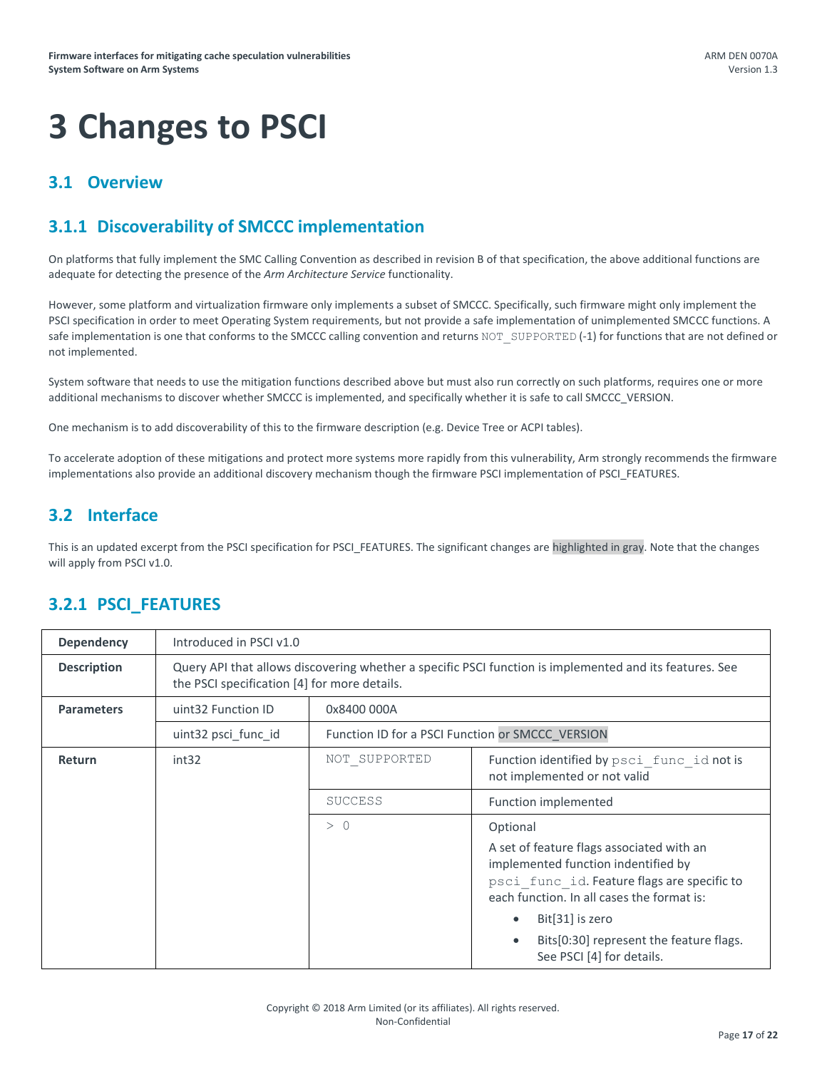# 3 Changes to PSCI

## 3.1 Overview

### 3.1.1 Discoverability of SMCCC implementation

On platforms that fully implement the SMC Calling Convention as described in revision B of that specification, the above additional functions are adequate for detecting the presence of the *Arm Architecture Service* functionality.

However, some platform and virtualization firmware only implements a subset of SMCCC. Specifically, such firmware might only implement the PSCI specification in order to meet Operating System requirements, but not provide a safe implementation of unimplemented SMCCC functions. A safe implementation is one that conforms to the SMCCC calling convention and returns `NOT_SUPPORTED` (-1) for functions that are not defined or not implemented.

System software that needs to use the mitigation functions described above but must also run correctly on such platforms, requires one or more additional mechanisms to discover whether SMCCC is implemented, and specifically whether it is safe to call SMCCC_VERSION.

One mechanism is to add discoverability of this to the firmware description (e.g. Device Tree or ACPI tables).

To accelerate adoption of these mitigations and protect more systems more rapidly from this vulnerability, Arm strongly recommends the firmware implementations also provide an additional discovery mechanism though the firmware PSCI implementation of PSCI_FEATURES.

## 3.2 Interface

This is an updated excerpt from the PSCI specification for PSCI_FEATURES. The significant changes are highlighted in gray. Note that the changes will apply from PSCI v1.0.

### 3.2.1 PSCI_FEATURES

| **Dependency** | Introduced in PSCI v1.0 | | |
|---|---|---|---|
| **Description** | Query API that allows discovering whether a specific PSCI function is implemented and its features. See the PSCI specification [4] for more details. | | |
| **Parameters** | uint32 Function ID | 0x8400 000A | |
| | uint32 psci_func_id | Function ID for a PSCI Function or SMCCC_VERSION | |
| **Return** | int32 | `NOT_SUPPORTED` | Function identified by `psci_func_id` not is not implemented or not valid |
| | | `SUCCESS` | Function implemented |
| | | `> 0` | Optional<br>A set of feature flags associated with an implemented function indentified by `psci_func_id`. Feature flags are specific to each function. In all cases the format is:<br>• Bit[31] is zero<br>• Bits[0:30] represent the feature flags. See PSCI [4] for details. |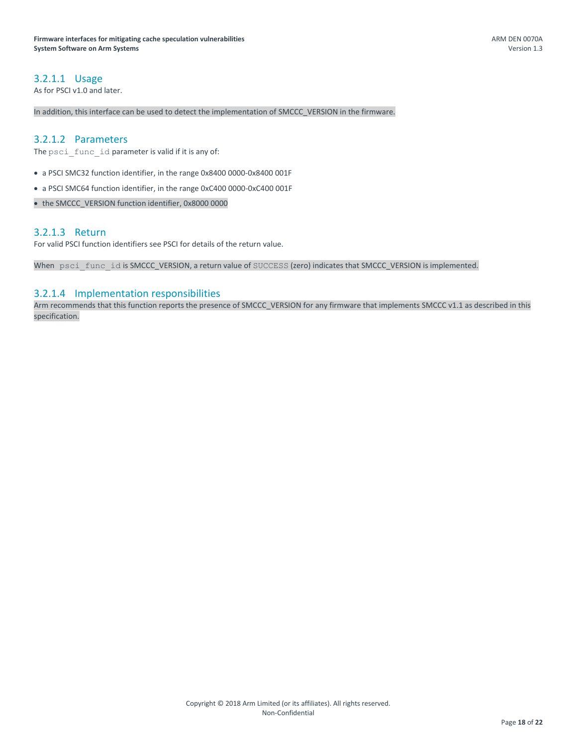#### 3.2.1.1 Usage

As for PSCI v1.0 and later.

In addition, this interface can be used to detect the implementation of SMCCC_VERSION in the firmware.

#### 3.2.1.2 Parameters

The `psci_func_id` parameter is valid if it is any of:

- a PSCI SMC32 function identifier, in the range 0x8400 0000-0x8400 001F
- a PSCI SMC64 function identifier, in the range 0xC400 0000-0xC400 001F
- the SMCCC_VERSION function identifier, 0x8000 0000

#### 3.2.1.3 Return

For valid PSCI function identifiers see PSCI for details of the return value.

When `psci_func_id` is SMCCC_VERSION, a return value of `SUCCESS` (zero) indicates that SMCCC_VERSION is implemented.

#### 3.2.1.4 Implementation responsibilities

Arm recommends that this function reports the presence of SMCCC_VERSION for any firmware that implements SMCCC v1.1 as described in this specification.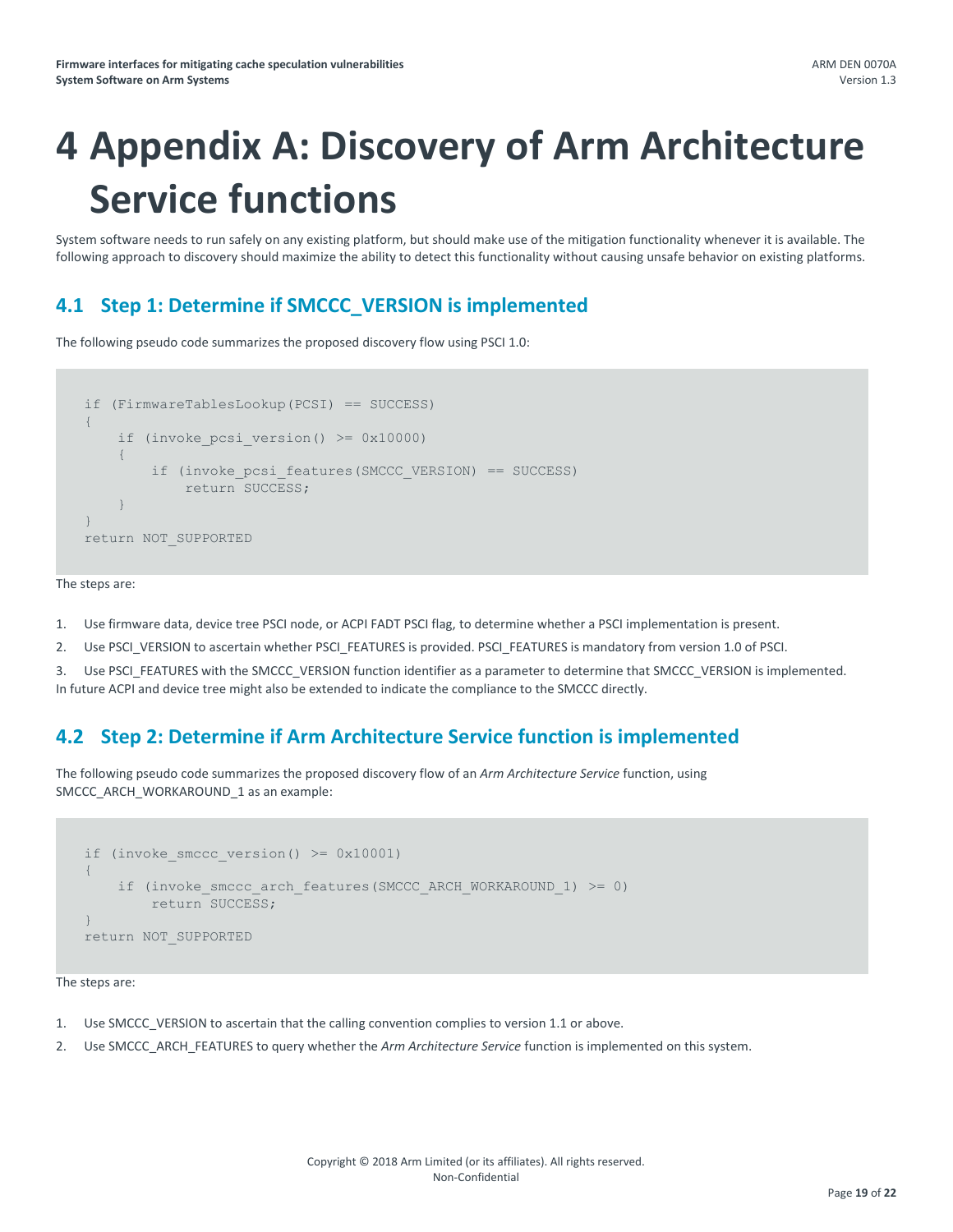# 4 Appendix A: Discovery of Arm Architecture Service functions

System software needs to run safely on any existing platform, but should make use of the mitigation functionality whenever it is available. The following approach to discovery should maximize the ability to detect this functionality without causing unsafe behavior on existing platforms.

## 4.1 Step 1: Determine if SMCCC_VERSION is implemented

The following pseudo code summarizes the proposed discovery flow using PSCI 1.0:

```
if (FirmwareTablesLookup(PCSI) == SUCCESS)
{
    if (invoke_pcsi_version() >= 0x10000)
    {
        if (invoke_pcsi_features(SMCCC_VERSION) == SUCCESS)
            return SUCCESS;
    }
}
return NOT_SUPPORTED
```

The steps are:

1. Use firmware data, device tree PSCI node, or ACPI FADT PSCI flag, to determine whether a PSCI implementation is present.
2. Use PSCI_VERSION to ascertain whether PSCI_FEATURES is provided. PSCI_FEATURES is mandatory from version 1.0 of PSCI.
3. Use PSCI_FEATURES with the SMCCC_VERSION function identifier as a parameter to determine that SMCCC_VERSION is implemented.

In future ACPI and device tree might also be extended to indicate the compliance to the SMCCC directly.

## 4.2 Step 2: Determine if Arm Architecture Service function is implemented

The following pseudo code summarizes the proposed discovery flow of an *Arm Architecture Service* function, using SMCCC_ARCH_WORKAROUND_1 as an example:

```
if (invoke_smccc_version() >= 0x10001)
{
    if (invoke_smccc_arch_features(SMCCC_ARCH_WORKAROUND_1) >= 0)
        return SUCCESS;
}
return NOT_SUPPORTED
```

The steps are:

1. Use SMCCC_VERSION to ascertain that the calling convention complies to version 1.1 or above.
2. Use SMCCC_ARCH_FEATURES to query whether the *Arm Architecture Service* function is implemented on this system.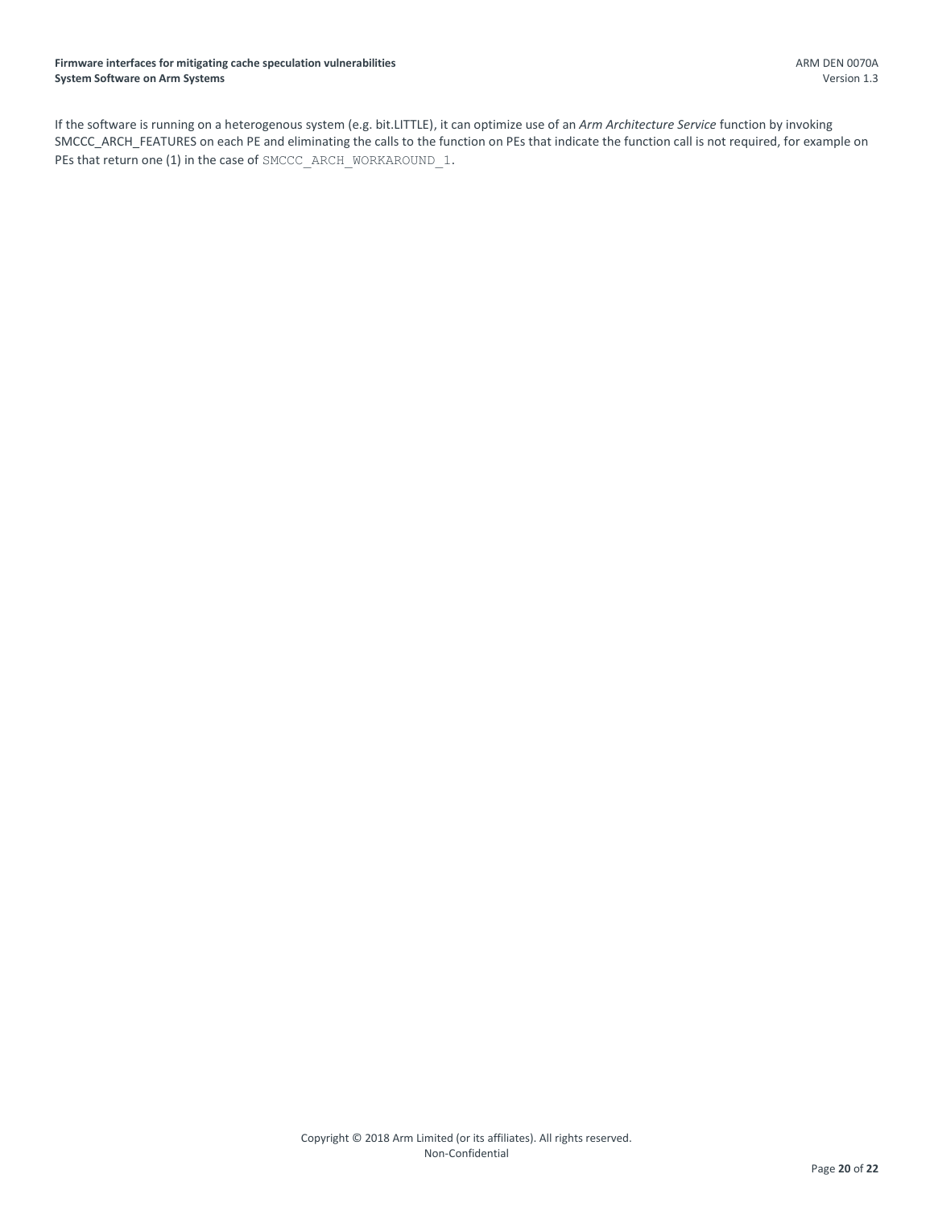If the software is running on a heterogenous system (e.g. bit.LITTLE), it can optimize use of an *Arm Architecture Service* function by invoking SMCCC_ARCH_FEATURES on each PE and eliminating the calls to the function on PEs that indicate the function call is not required, for example on PEs that return one (1) in the case of `SMCCC_ARCH_WORKAROUND_1`.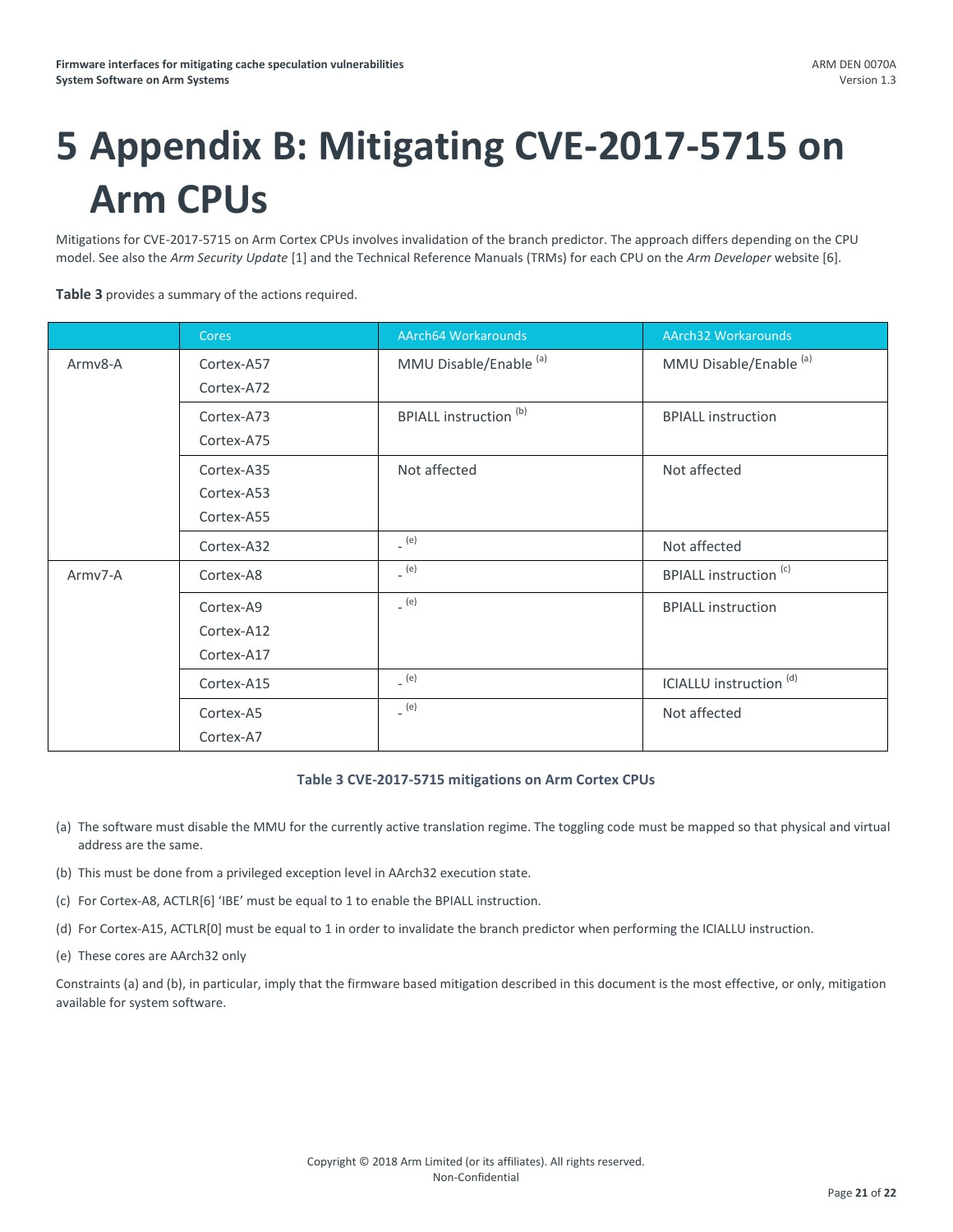# 5 Appendix B: Mitigating CVE-2017-5715 on Arm CPUs

Mitigations for CVE-2017-5715 on Arm Cortex CPUs involves invalidation of the branch predictor. The approach differs depending on the CPU model. See also the *Arm Security Update* [1] and the Technical Reference Manuals (TRMs) for each CPU on the *Arm Developer* website [6].

**Table 3** provides a summary of the actions required.

| | Cores | AArch64 Workarounds | AArch32 Workarounds |
|---|---|---|---|
| Armv8-A | Cortex-A57<br>Cortex-A72 | MMU Disable/Enable [a] | MMU Disable/Enable [a] |
| | Cortex-A73<br>Cortex-A75 | BPIALL instruction [b] | BPIALL instruction |
| | Cortex-A35<br>Cortex-A53<br>Cortex-A55 | Not affected | Not affected |
| | Cortex-A32 | - [e] | Not affected |
| Armv7-A | Cortex-A8 | - [e] | BPIALL instruction [c] |
| | Cortex-A9<br>Cortex-A12<br>Cortex-A17 | - [e] | BPIALL instruction |
| | Cortex-A15 | - [e] | ICIALLU instruction [d] |
| | Cortex-A5<br>Cortex-A7 | - [e] | Not affected |

**Table 3 CVE-2017-5715 mitigations on Arm Cortex CPUs**

(a) The software must disable the MMU for the currently active translation regime. The toggling code must be mapped so that physical and virtual address are the same.

(b) This must be done from a privileged exception level in AArch32 execution state.

(c) For Cortex-A8, ACTLR[6] 'IBE' must be equal to 1 to enable the BPIALL instruction.

(d) For Cortex-A15, ACTLR[0] must be equal to 1 in order to invalidate the branch predictor when performing the ICIALLU instruction.

(e) These cores are AArch32 only

Constraints (a) and (b), in particular, imply that the firmware based mitigation described in this document is the most effective, or only, mitigation available for system software.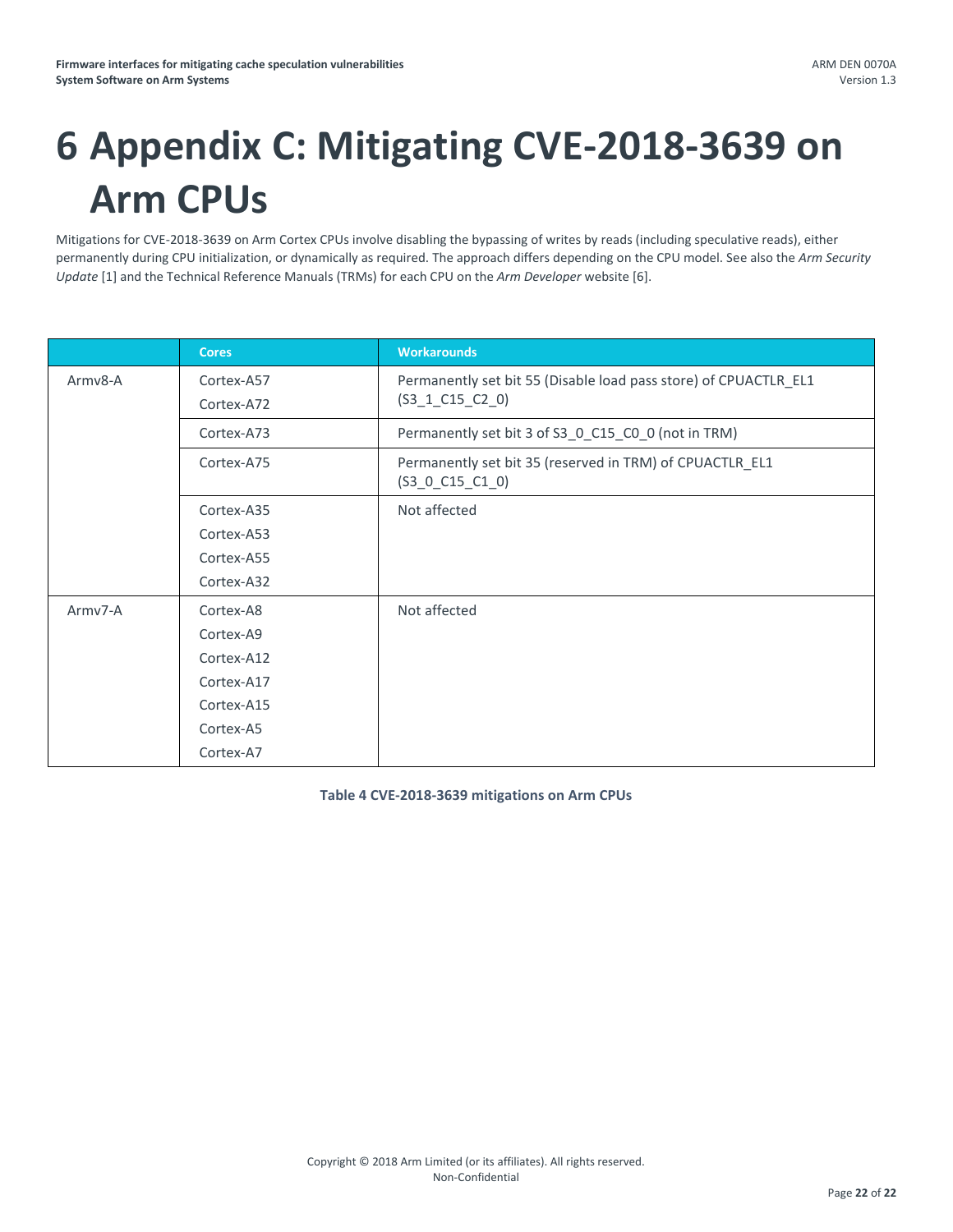# 6 Appendix C: Mitigating CVE-2018-3639 on Arm CPUs

Mitigations for CVE-2018-3639 on Arm Cortex CPUs involve disabling the bypassing of writes by reads (including speculative reads), either permanently during CPU initialization, or dynamically as required. The approach differs depending on the CPU model. See also the *Arm Security Update* [1] and the Technical Reference Manuals (TRMs) for each CPU on the *Arm Developer* website [6].

| | Cores | Workarounds |
|---|---|---|
| Armv8-A | Cortex-A57<br>Cortex-A72 | Permanently set bit 55 (Disable load pass store) of CPUACTLR_EL1 (S3_1_C15_C2_0) |
| | Cortex-A73 | Permanently set bit 3 of S3_0_C15_C0_0 (not in TRM) |
| | Cortex-A75 | Permanently set bit 35 (reserved in TRM) of CPUACTLR_EL1 (S3_0_C15_C1_0) |
| | Cortex-A35<br>Cortex-A53<br>Cortex-A55<br>Cortex-A32 | Not affected |
| Armv7-A | Cortex-A8<br>Cortex-A9<br>Cortex-A12<br>Cortex-A17<br>Cortex-A15<br>Cortex-A5<br>Cortex-A7 | Not affected |

**Table 4 CVE-2018-3639 mitigations on Arm CPUs**

Copyright © 2018 Arm Limited (or its affiliates). All rights reserved.
Non-Confidential